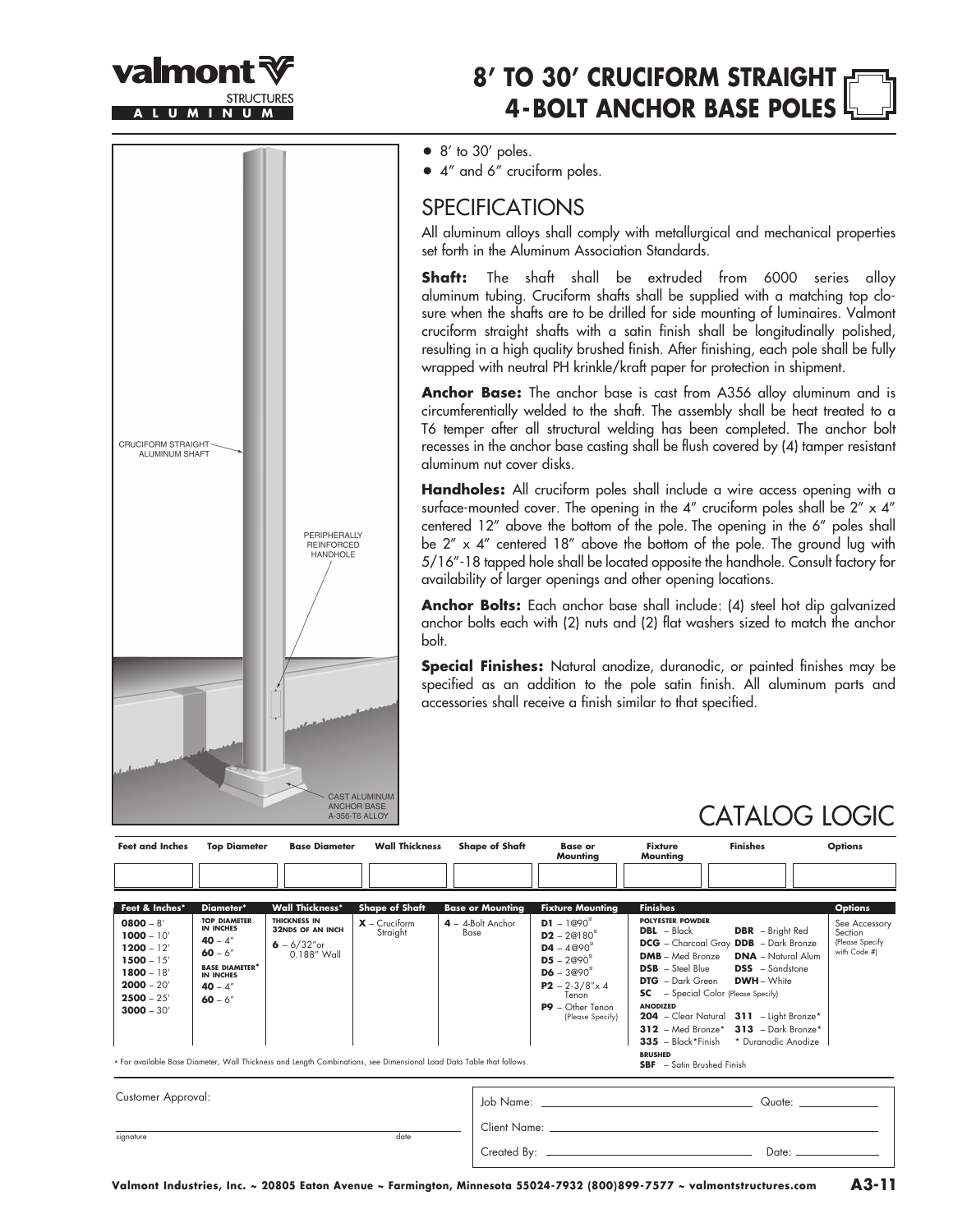valmont STRUCTURES ALUMINUM

# 8′ TO 30′ CRUCIFORM STRAIGHT 4-BOLT ANCHOR BASE POLES

CRUCIFORM STRAIGHT ALUMINUM SHAFT

PERIPHERALLY REINFORCED HANDHOLE

CAST ALUMINUM ANCHOR BASE A-356-T6 ALLOY

- 8′ to 30′ poles.
- 4″ and 6″ cruciform poles.

## SPECIFICATIONS

All aluminum alloys shall comply with metallurgical and mechanical properties set forth in the Aluminum Association Standards.

**Shaft:** The shaft shall be extruded from 6000 series alloy aluminum tubing. Cruciform shafts shall be supplied with a matching top closure when the shafts are to be drilled for side mounting of luminaires. Valmont cruciform straight shafts with a satin finish shall be longitudinally polished, resulting in a high quality brushed finish. After finishing, each pole shall be fully wrapped with neutral PH krinkle/kraft paper for protection in shipment.

**Anchor Base:** The anchor base is cast from A356 alloy aluminum and is circumferentially welded to the shaft. The assembly shall be heat treated to a T6 temper after all structural welding has been completed. The anchor bolt recesses in the anchor base casting shall be flush covered by (4) tamper resistant aluminum nut cover disks.

**Handholes:** All cruciform poles shall include a wire access opening with a surface-mounted cover. The opening in the 4″ cruciform poles shall be 2″ x 4″ centered 12″ above the bottom of the pole. The opening in the 6″ poles shall be 2″ x 4″ centered 18″ above the bottom of the pole. The ground lug with 5/16″-18 tapped hole shall be located opposite the handhole. Consult factory for availability of larger openings and other opening locations.

**Anchor Bolts:** Each anchor base shall include: (4) steel hot dip galvanized anchor bolts each with (2) nuts and (2) flat washers sized to match the anchor bolt.

**Special Finishes:** Natural anodize, duranodic, or painted finishes may be specified as an addition to the pole satin finish. All aluminum parts and accessories shall receive a finish similar to that specified.

## CATALOG LOGIC

| Feet and Inches | Top Diameter | Base Diameter | Wall Thickness | Shape of Shaft | Base or Mounting | Fixture Mounting | Finishes | Options |
|---|---|---|---|---|---|---|---|---|
| | | | | | | | | |

| Feet & Inches* | Diameter* | Wall Thickness* | Shape of Shaft | Base or Mounting | Fixture Mounting | Finishes | Options |
|---|---|---|---|---|---|---|---|
| **0800** – 8′<br>**1000** – 10′<br>**1200** – 12′<br>**1500** – 15′<br>**1800** – 18′<br>**2000** – 20′<br>**2500** – 25′<br>**3000** – 30′ | **TOP DIAMETER IN INCHES**<br>**40** – 4″<br>**60** – 6″<br>**BASE DIAMETER* IN INCHES**<br>**40** – 4″<br>**60** – 6″ | **THICKNESS IN 32NDS OF AN INCH**<br>**6** – 6/32″or 0.188″ Wall | **X** – Cruciform Straight | **4** – 4-Bolt Anchor Base | **D1** – 1@90°<br>**D2** – 2@180°<br>**D4** – 4@90°<br>**D5** – 2@90°<br>**D6** – 3@90°<br>**P2** – 2-3/8″x 4 Tenon<br>**P9** – Other Tenon (Please Specify) | **POLYESTER POWDER**<br>**DBL** – Black<br>**DBR** – Bright Red<br>**DCG** – Charcoal Gray<br>**DDB** – Dark Bronze<br>**DMB** – Med Bronze<br>**DNA** – Natural Alum<br>**DSB** – Steel Blue<br>**DSS** – Sandstone<br>**DTG** – Dark Green<br>**DWH** – White<br>**SC** – Special Color (Please Specify)<br>**ANODIZED**<br>**204** – Clear Natural<br>**311** – Light Bronze*<br>**312** – Med Bronze*<br>**313** – Dark Bronze*<br>**335** – Black*Finish<br>* Duranodic Anodize<br>**BRUSHED**<br>**SBF** – Satin Brushed Finish | See Accessory Section (Please Specify with Code #) |

* For available Base Diameter, Wall Thickness and Length Combinations, see Dimensional Load Data Table that follows.

Customer Approval:

signature &nbsp;&nbsp;&nbsp; date

Job Name: ______________________ Quote: __________

Client Name: ______________________

Created By: ______________________ Date: __________

Valmont Industries, Inc. ~ 20805 Eaton Avenue ~ Farmington, Minnesota 55024-7932 (800)899-7577 ~ valmontstructures.com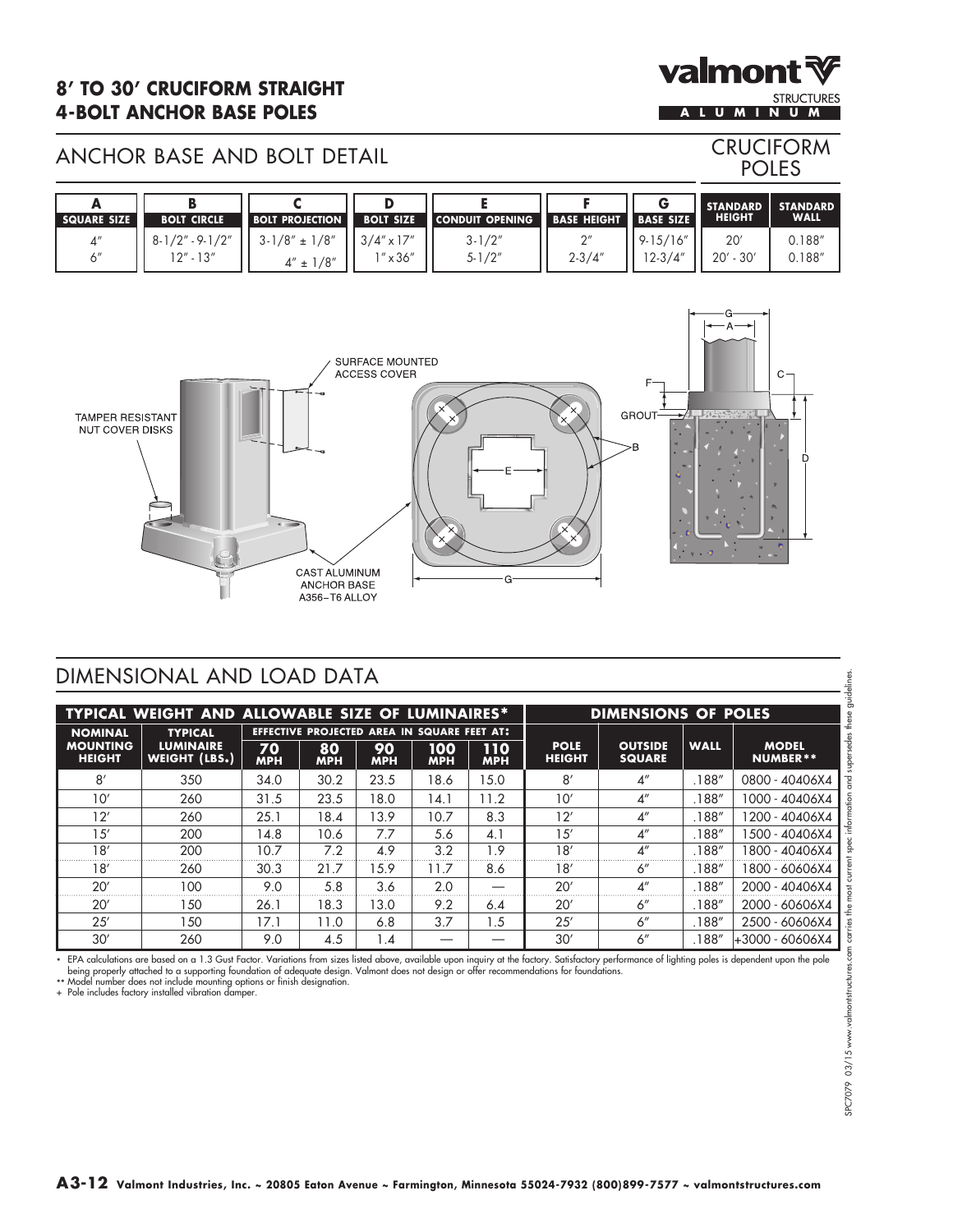# 8′ TO 30′ CRUCIFORM STRAIGHT 4-BOLT ANCHOR BASE POLES

valmont STRUCTURES ALUMINUM

## ANCHOR BASE AND BOLT DETAIL

CRUCIFORM POLES

| A SQUARE SIZE | B BOLT CIRCLE | C BOLT PROJECTION | D BOLT SIZE | E CONDUIT OPENING | F BASE HEIGHT | G BASE SIZE | STANDARD HEIGHT | STANDARD WALL |
|---|---|---|---|---|---|---|---|---|
| 4″ | 8-1/2″ - 9-1/2″ | 3-1/8″ ± 1/8″ | 3/4″ x 17″ | 3-1/2″ | 2″ | 9-15/16″ | 20′ | 0.188″ |
| 6″ | 12″ - 13″ | 4″ ± 1/8″ | 1″ x 36″ | 5-1/2″ | 2-3/4″ | 12-3/4″ | 20′ - 30′ | 0.188″ |

TAMPER RESISTANT NUT COVER DISKS

SURFACE MOUNTED ACCESS COVER

CAST ALUMINUM ANCHOR BASE A356−T6 ALLOY

GROUT

## DIMENSIONAL AND LOAD DATA

| TYPICAL WEIGHT AND ALLOWABLE SIZE OF LUMINAIRES* | | | | | | | DIMENSIONS OF POLES | | | |
|---|---|---|---|---|---|---|---|---|---|---|
| NOMINAL MOUNTING HEIGHT | TYPICAL LUMINAIRE WEIGHT (LBS.) | EFFECTIVE PROJECTED AREA IN SQUARE FEET AT: 70 MPH | 80 MPH | 90 MPH | 100 MPH | 110 MPH | POLE HEIGHT | OUTSIDE SQUARE | WALL | MODEL NUMBER** |
| 8′ | 350 | 34.0 | 30.2 | 23.5 | 18.6 | 15.0 | 8′ | 4″ | .188″ | 0800 - 40406X4 |
| 10′ | 260 | 31.5 | 23.5 | 18.0 | 14.1 | 11.2 | 10′ | 4″ | .188″ | 1000 - 40406X4 |
| 12′ | 260 | 25.1 | 18.4 | 13.9 | 10.7 | 8.3 | 12′ | 4″ | .188″ | 1200 - 40406X4 |
| 15′ | 200 | 14.8 | 10.6 | 7.7 | 5.6 | 4.1 | 15′ | 4″ | .188″ | 1500 - 40406X4 |
| 18′ | 200 | 10.7 | 7.2 | 4.9 | 3.2 | 1.9 | 18′ | 4″ | .188″ | 1800 - 40406X4 |
| 18′ | 260 | 30.3 | 21.7 | 15.9 | 11.7 | 8.6 | 18′ | 6″ | .188″ | 1800 - 60606X4 |
| 20′ | 100 | 9.0 | 5.8 | 3.6 | 2.0 | — | 20′ | 4″ | .188″ | 2000 - 40406X4 |
| 20′ | 150 | 26.1 | 18.3 | 13.0 | 9.2 | 6.4 | 20′ | 6″ | .188″ | 2000 - 60606X4 |
| 25′ | 150 | 17.1 | 11.0 | 6.8 | 3.7 | 1.5 | 25′ | 6″ | .188″ | 2500 - 60606X4 |
| 30′ | 260 | 9.0 | 4.5 | 1.4 | — | — | 30′ | 6″ | .188″ | +3000 - 60606X4 |

\* EPA calculations are based on a 1.3 Gust Factor. Variations from sizes listed above, available upon inquiry at the factory. Satisfactory performance of lighting poles is dependent upon the pole being properly attached to a supporting foundation of adequate design. Valmont does not design or offer recommendations for foundations.
** Model number does not include mounting options or finish designation.
+ Pole includes factory installed vibration damper.

SPC7079 03/15 www.valmontstructures.com carries the most current spec information and supersedes these guidelines.

**A3-12** Valmont Industries, Inc. ~ 20805 Eaton Avenue ~ Farmington, Minnesota 55024-7932 (800)899-7577 ~ valmontstructures.com